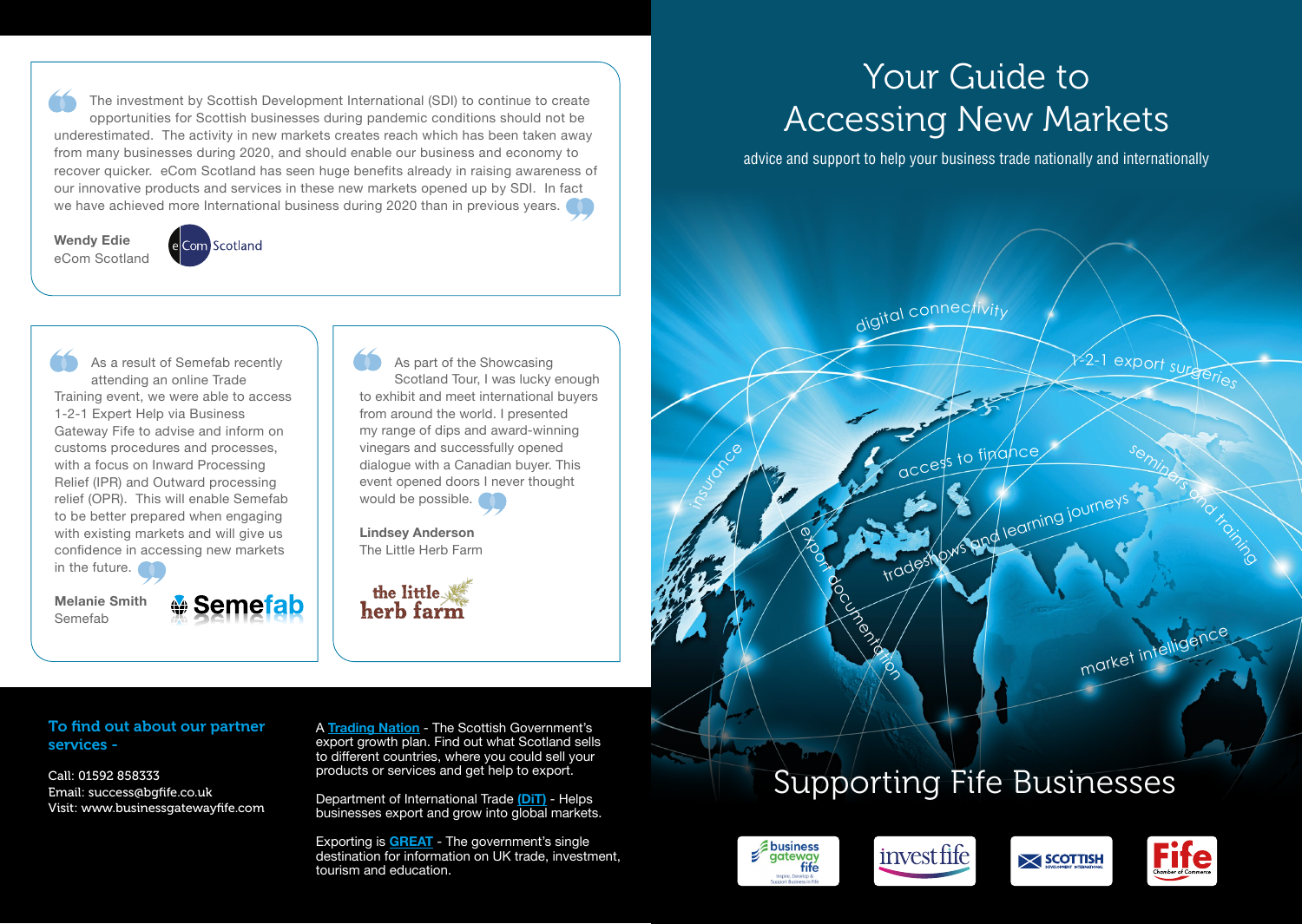> The investment by Scottish Development International (SDI) to continue to create opportunities for Scottish businesses during pandemic conditions should not be underestimated. The activity in new markets creates reach which has been taken away from many businesses during 2020, and should enable our business and economy to recover quicker. eCom Scotland has seen huge benefits already in raising awareness of our innovative products and services in these new markets opened up by SDI. In fact we have achieved more International business during 2020 than in previous years.

**Wendy Edie**
eCom Scotland

> As a result of Semefab recently attending an online Trade Training event, we were able to access 1-2-1 Expert Help via Business Gateway Fife to advise and inform on customs procedures and processes, with a focus on Inward Processing Relief (IPR) and Outward processing relief (OPR). This will enable Semefab to be better prepared when engaging with existing markets and will give us confidence in accessing new markets in the future.

**Melanie Smith**
Semefab

> As part of the Showcasing Scotland Tour, I was lucky enough to exhibit and meet international buyers from around the world. I presented my range of dips and award-winning vinegars and successfully opened dialogue with a Canadian buyer. This event opened doors I never thought would be possible.

**Lindsey Anderson**
The Little Herb Farm

**To find out about our partner services -**

Call: 01592 858333
Email: success@bgfife.co.uk
Visit: www.businessgatewayfife.com

A **Trading Nation** - The Scottish Government's export growth plan. Find out what Scotland sells to different countries, where you could sell your products or services and get help to export.

Department of International Trade **(DiT)** - Helps businesses export and grow into global markets.

Exporting is **GREAT** - The government's single destination for information on UK trade, investment, tourism and education.

# Your Guide to Accessing New Markets

advice and support to help your business trade nationally and internationally

digital connectivity · 1-2-1 export surgeries · insurance · access to finance · seminars and training · tradeshows and learning journeys · export documentation · market intelligence

## Supporting Fife Businesses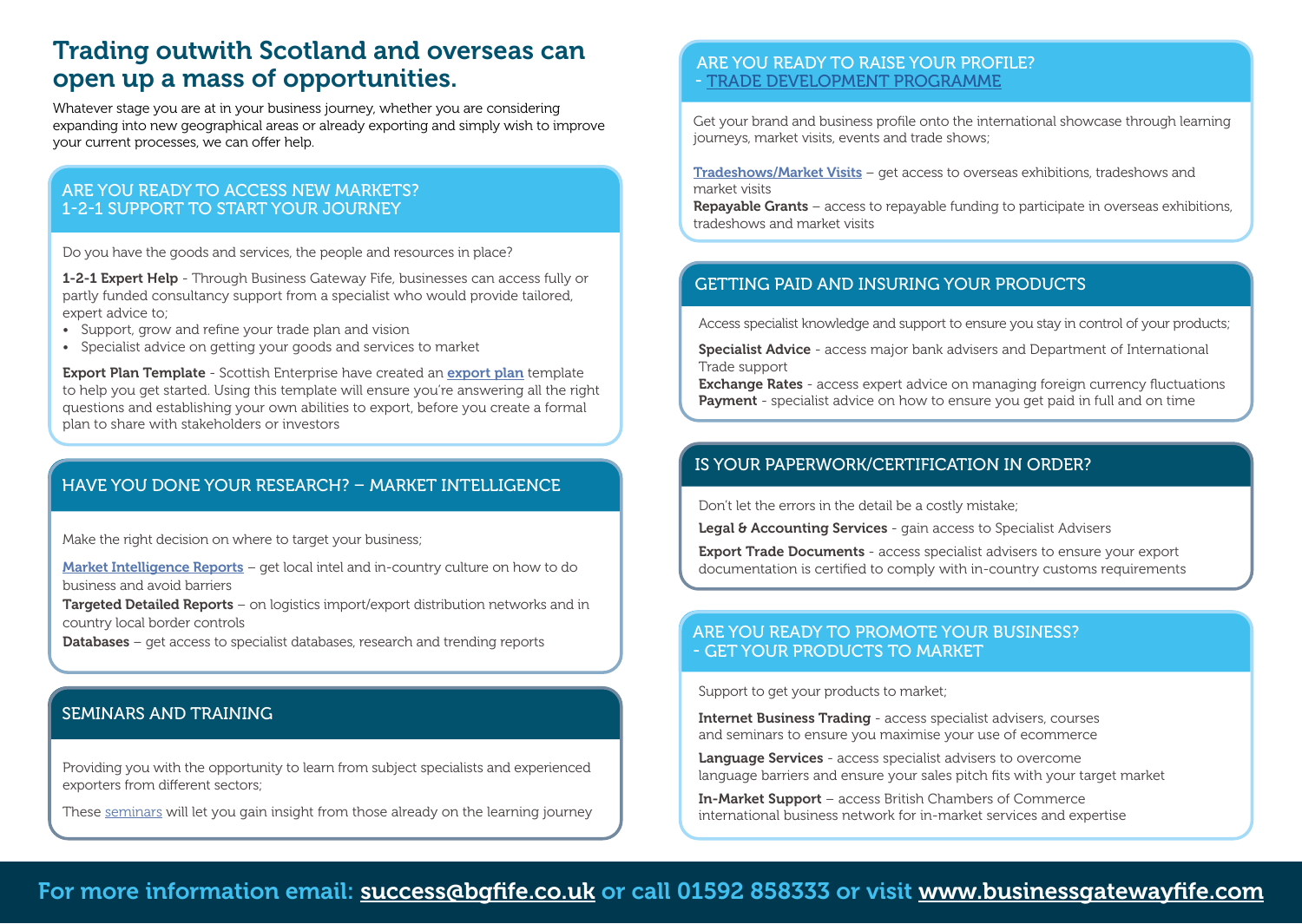# Trading outwith Scotland and overseas can open up a mass of opportunities.

Whatever stage you are at in your business journey, whether you are considering expanding into new geographical areas or already exporting and simply wish to improve your current processes, we can offer help.

## ARE YOU READY TO ACCESS NEW MARKETS? 1-2-1 SUPPORT TO START YOUR JOURNEY

Do you have the goods and services, the people and resources in place?

**1-2-1 Expert Help** - Through Business Gateway Fife, businesses can access fully or partly funded consultancy support from a specialist who would provide tailored, expert advice to;

- Support, grow and refine your trade plan and vision
- Specialist advice on getting your goods and services to market

**Export Plan Template** - Scottish Enterprise have created an **export plan** template to help you get started. Using this template will ensure you're answering all the right questions and establishing your own abilities to export, before you create a formal plan to share with stakeholders or investors

## HAVE YOU DONE YOUR RESEARCH? – MARKET INTELLIGENCE

Make the right decision on where to target your business;

**Market Intelligence Reports** – get local intel and in-country culture on how to do business and avoid barriers
**Targeted Detailed Reports** – on logistics import/export distribution networks and in country local border controls
**Databases** – get access to specialist databases, research and trending reports

## SEMINARS AND TRAINING

Providing you with the opportunity to learn from subject specialists and experienced exporters from different sectors;

These seminars will let you gain insight from those already on the learning journey

## ARE YOU READY TO RAISE YOUR PROFILE? - TRADE DEVELOPMENT PROGRAMME

Get your brand and business profile onto the international showcase through learning journeys, market visits, events and trade shows;

**Tradeshows/Market Visits** – get access to overseas exhibitions, tradeshows and market visits
**Repayable Grants** – access to repayable funding to participate in overseas exhibitions, tradeshows and market visits

## GETTING PAID AND INSURING YOUR PRODUCTS

Access specialist knowledge and support to ensure you stay in control of your products;

**Specialist Advice** - access major bank advisers and Department of International Trade support
**Exchange Rates** - access expert advice on managing foreign currency fluctuations
**Payment** - specialist advice on how to ensure you get paid in full and on time

## IS YOUR PAPERWORK/CERTIFICATION IN ORDER?

Don't let the errors in the detail be a costly mistake;

**Legal & Accounting Services** - gain access to Specialist Advisers

**Export Trade Documents** - access specialist advisers to ensure your export documentation is certified to comply with in-country customs requirements

## ARE YOU READY TO PROMOTE YOUR BUSINESS? - GET YOUR PRODUCTS TO MARKET

Support to get your products to market;

**Internet Business Trading** - access specialist advisers, courses and seminars to ensure you maximise your use of ecommerce

**Language Services** - access specialist advisers to overcome language barriers and ensure your sales pitch fits with your target market

**In-Market Support** – access British Chambers of Commerce international business network for in-market services and expertise

**For more information email: success@bgfife.co.uk or call 01592 858333 or visit www.businessgatewayfife.com**